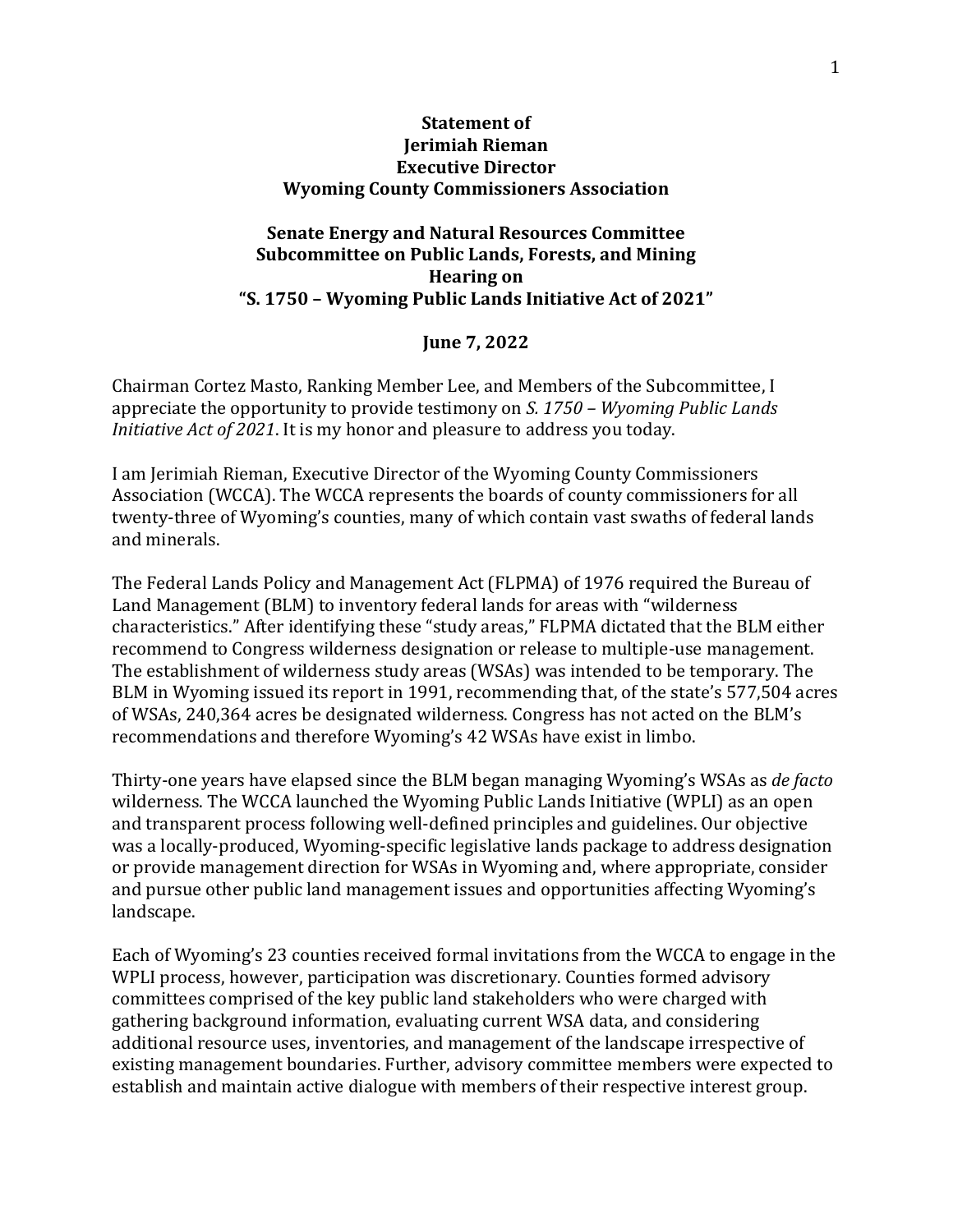**Statement of**
**Jerimiah Rieman**
**Executive Director**
**Wyoming County Commissioners Association**

**Senate Energy and Natural Resources Committee**
**Subcommittee on Public Lands, Forests, and Mining**
**Hearing on**
**"S. 1750 – Wyoming Public Lands Initiative Act of 2021"**

**June 7, 2022**

Chairman Cortez Masto, Ranking Member Lee, and Members of the Subcommittee, I appreciate the opportunity to provide testimony on *S. 1750 – Wyoming Public Lands Initiative Act of 2021*. It is my honor and pleasure to address you today.

I am Jerimiah Rieman, Executive Director of the Wyoming County Commissioners Association (WCCA). The WCCA represents the boards of county commissioners for all twenty-three of Wyoming's counties, many of which contain vast swaths of federal lands and minerals.

The Federal Lands Policy and Management Act (FLPMA) of 1976 required the Bureau of Land Management (BLM) to inventory federal lands for areas with "wilderness characteristics." After identifying these "study areas," FLPMA dictated that the BLM either recommend to Congress wilderness designation or release to multiple-use management. The establishment of wilderness study areas (WSAs) was intended to be temporary. The BLM in Wyoming issued its report in 1991, recommending that, of the state's 577,504 acres of WSAs, 240,364 acres be designated wilderness. Congress has not acted on the BLM's recommendations and therefore Wyoming's 42 WSAs have exist in limbo.

Thirty-one years have elapsed since the BLM began managing Wyoming's WSAs as *de facto* wilderness. The WCCA launched the Wyoming Public Lands Initiative (WPLI) as an open and transparent process following well-defined principles and guidelines. Our objective was a locally-produced, Wyoming-specific legislative lands package to address designation or provide management direction for WSAs in Wyoming and, where appropriate, consider and pursue other public land management issues and opportunities affecting Wyoming's landscape.

Each of Wyoming's 23 counties received formal invitations from the WCCA to engage in the WPLI process, however, participation was discretionary. Counties formed advisory committees comprised of the key public land stakeholders who were charged with gathering background information, evaluating current WSA data, and considering additional resource uses, inventories, and management of the landscape irrespective of existing management boundaries. Further, advisory committee members were expected to establish and maintain active dialogue with members of their respective interest group.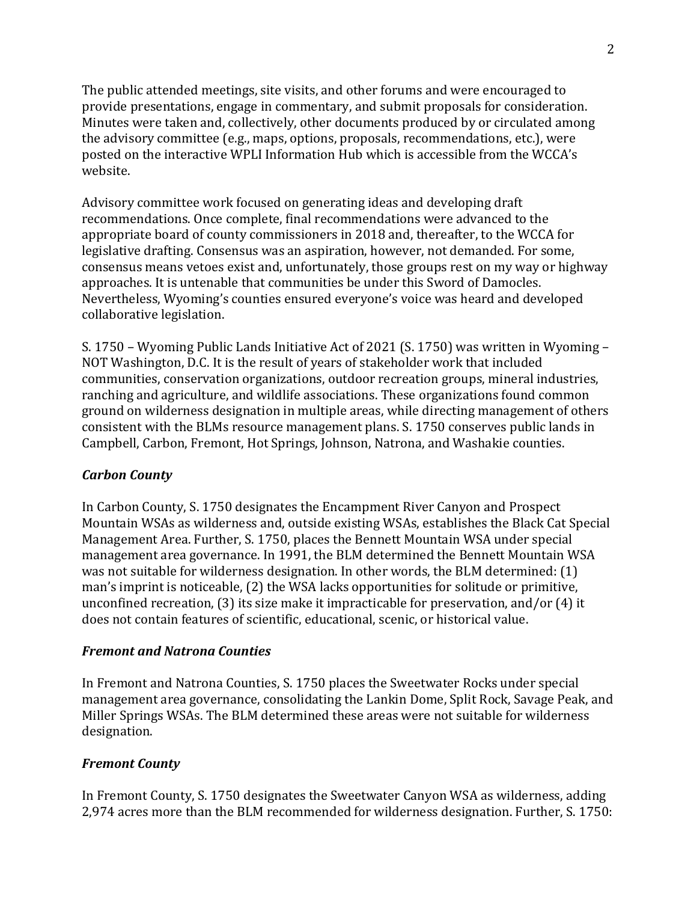The public attended meetings, site visits, and other forums and were encouraged to provide presentations, engage in commentary, and submit proposals for consideration. Minutes were taken and, collectively, other documents produced by or circulated among the advisory committee (e.g., maps, options, proposals, recommendations, etc.), were posted on the interactive WPLI Information Hub which is accessible from the WCCA's website.

Advisory committee work focused on generating ideas and developing draft recommendations. Once complete, final recommendations were advanced to the appropriate board of county commissioners in 2018 and, thereafter, to the WCCA for legislative drafting. Consensus was an aspiration, however, not demanded. For some, consensus means vetoes exist and, unfortunately, those groups rest on my way or highway approaches. It is untenable that communities be under this Sword of Damocles. Nevertheless, Wyoming's counties ensured everyone's voice was heard and developed collaborative legislation.

S. 1750 – Wyoming Public Lands Initiative Act of 2021 (S. 1750) was written in Wyoming – NOT Washington, D.C. It is the result of years of stakeholder work that included communities, conservation organizations, outdoor recreation groups, mineral industries, ranching and agriculture, and wildlife associations. These organizations found common ground on wilderness designation in multiple areas, while directing management of others consistent with the BLMs resource management plans. S. 1750 conserves public lands in Campbell, Carbon, Fremont, Hot Springs, Johnson, Natrona, and Washakie counties.

### *Carbon County*

In Carbon County, S. 1750 designates the Encampment River Canyon and Prospect Mountain WSAs as wilderness and, outside existing WSAs, establishes the Black Cat Special Management Area. Further, S. 1750, places the Bennett Mountain WSA under special management area governance. In 1991, the BLM determined the Bennett Mountain WSA was not suitable for wilderness designation. In other words, the BLM determined: (1) man's imprint is noticeable, (2) the WSA lacks opportunities for solitude or primitive, unconfined recreation, (3) its size make it impracticable for preservation, and/or (4) it does not contain features of scientific, educational, scenic, or historical value.

### *Fremont and Natrona Counties*

In Fremont and Natrona Counties, S. 1750 places the Sweetwater Rocks under special management area governance, consolidating the Lankin Dome, Split Rock, Savage Peak, and Miller Springs WSAs. The BLM determined these areas were not suitable for wilderness designation.

### *Fremont County*

In Fremont County, S. 1750 designates the Sweetwater Canyon WSA as wilderness, adding 2,974 acres more than the BLM recommended for wilderness designation. Further, S. 1750: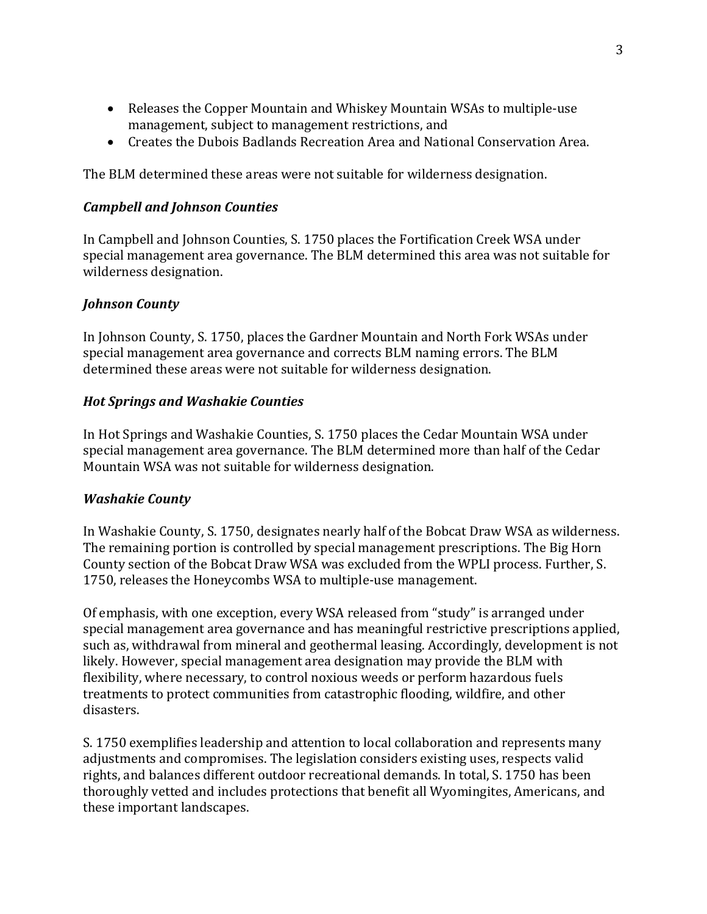- Releases the Copper Mountain and Whiskey Mountain WSAs to multiple-use management, subject to management restrictions, and
- Creates the Dubois Badlands Recreation Area and National Conservation Area.

The BLM determined these areas were not suitable for wilderness designation.

### *Campbell and Johnson Counties*

In Campbell and Johnson Counties, S. 1750 places the Fortification Creek WSA under special management area governance. The BLM determined this area was not suitable for wilderness designation.

### *Johnson County*

In Johnson County, S. 1750, places the Gardner Mountain and North Fork WSAs under special management area governance and corrects BLM naming errors. The BLM determined these areas were not suitable for wilderness designation.

### *Hot Springs and Washakie Counties*

In Hot Springs and Washakie Counties, S. 1750 places the Cedar Mountain WSA under special management area governance. The BLM determined more than half of the Cedar Mountain WSA was not suitable for wilderness designation.

### *Washakie County*

In Washakie County, S. 1750, designates nearly half of the Bobcat Draw WSA as wilderness. The remaining portion is controlled by special management prescriptions. The Big Horn County section of the Bobcat Draw WSA was excluded from the WPLI process. Further, S. 1750, releases the Honeycombs WSA to multiple-use management.

Of emphasis, with one exception, every WSA released from "study" is arranged under special management area governance and has meaningful restrictive prescriptions applied, such as, withdrawal from mineral and geothermal leasing. Accordingly, development is not likely. However, special management area designation may provide the BLM with flexibility, where necessary, to control noxious weeds or perform hazardous fuels treatments to protect communities from catastrophic flooding, wildfire, and other disasters.

S. 1750 exemplifies leadership and attention to local collaboration and represents many adjustments and compromises. The legislation considers existing uses, respects valid rights, and balances different outdoor recreational demands. In total, S. 1750 has been thoroughly vetted and includes protections that benefit all Wyomingites, Americans, and these important landscapes.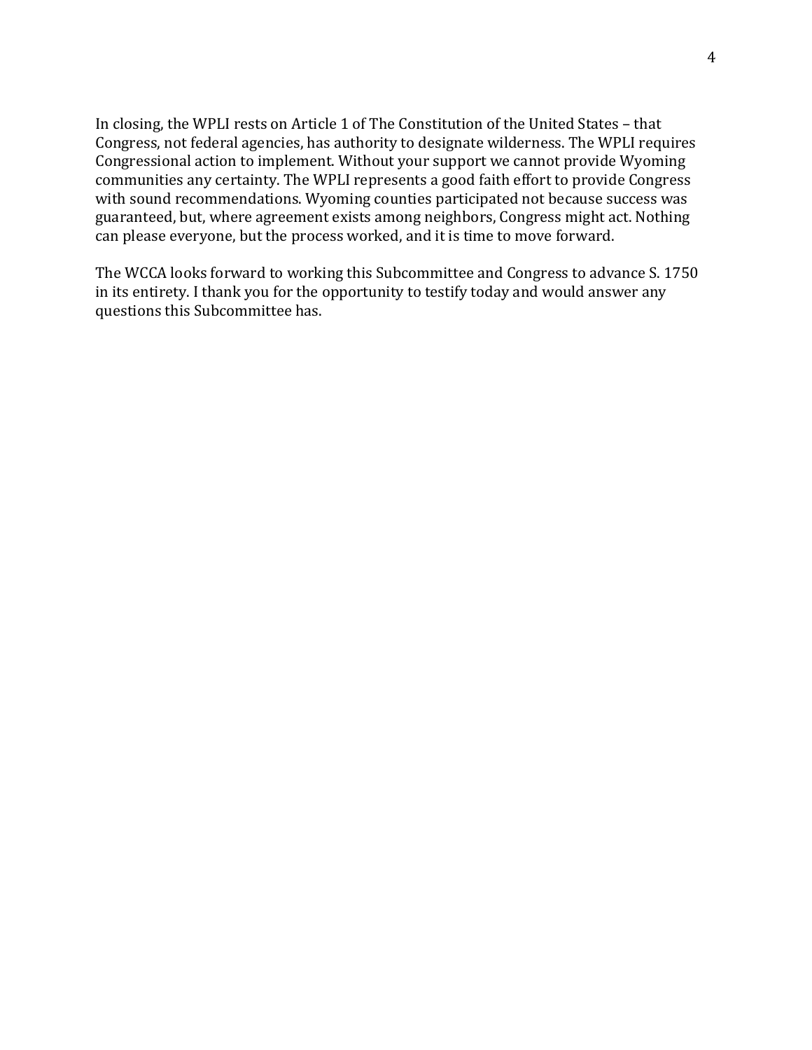In closing, the WPLI rests on Article 1 of The Constitution of the United States – that Congress, not federal agencies, has authority to designate wilderness. The WPLI requires Congressional action to implement. Without your support we cannot provide Wyoming communities any certainty. The WPLI represents a good faith effort to provide Congress with sound recommendations. Wyoming counties participated not because success was guaranteed, but, where agreement exists among neighbors, Congress might act. Nothing can please everyone, but the process worked, and it is time to move forward.

The WCCA looks forward to working this Subcommittee and Congress to advance S. 1750 in its entirety. I thank you for the opportunity to testify today and would answer any questions this Subcommittee has.